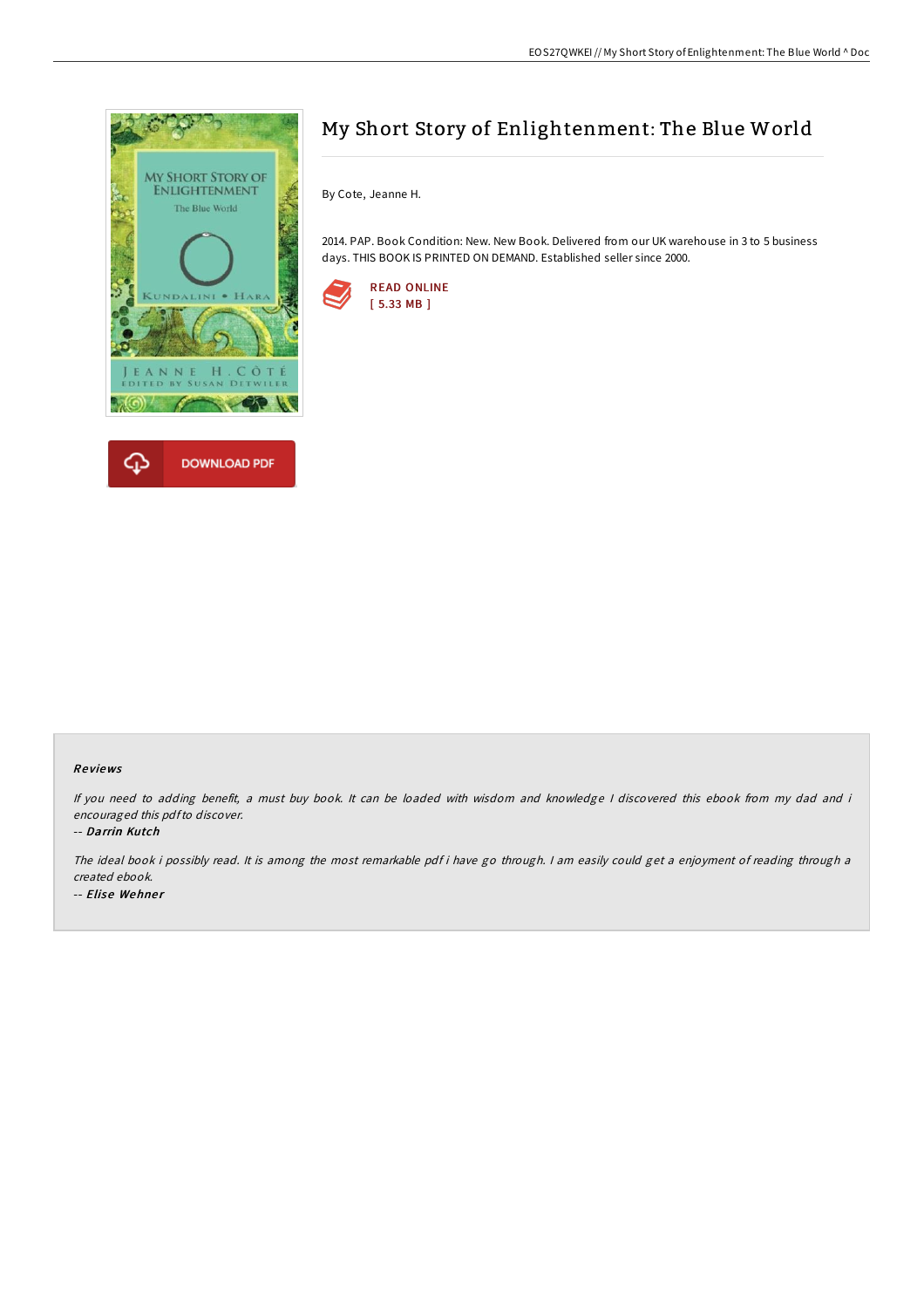# My Short Story of Enlightenment: The Blue World

By Cote, Jeanne H.

2014. PAP. Book Condition: New. New Book. Delivered from our UK warehouse in 3 to 5 business days. THIS BOOK IS PRINTED ON DEMAND. Established seller since 2000.

READ ONLINE
[ 5.33 MB ]

DOWNLOAD PDF

### Reviews

*If you need to adding benefit, a must buy book. It can be loaded with wisdom and knowledge I discovered this ebook from my dad and i encouraged this pdf to discover.*

-- ***Darrin Kutch***

*The ideal book i possibly read. It is among the most remarkable pdf i have go through. I am easily could get a enjoyment of reading through a created ebook.*

-- ***Elise Wehner***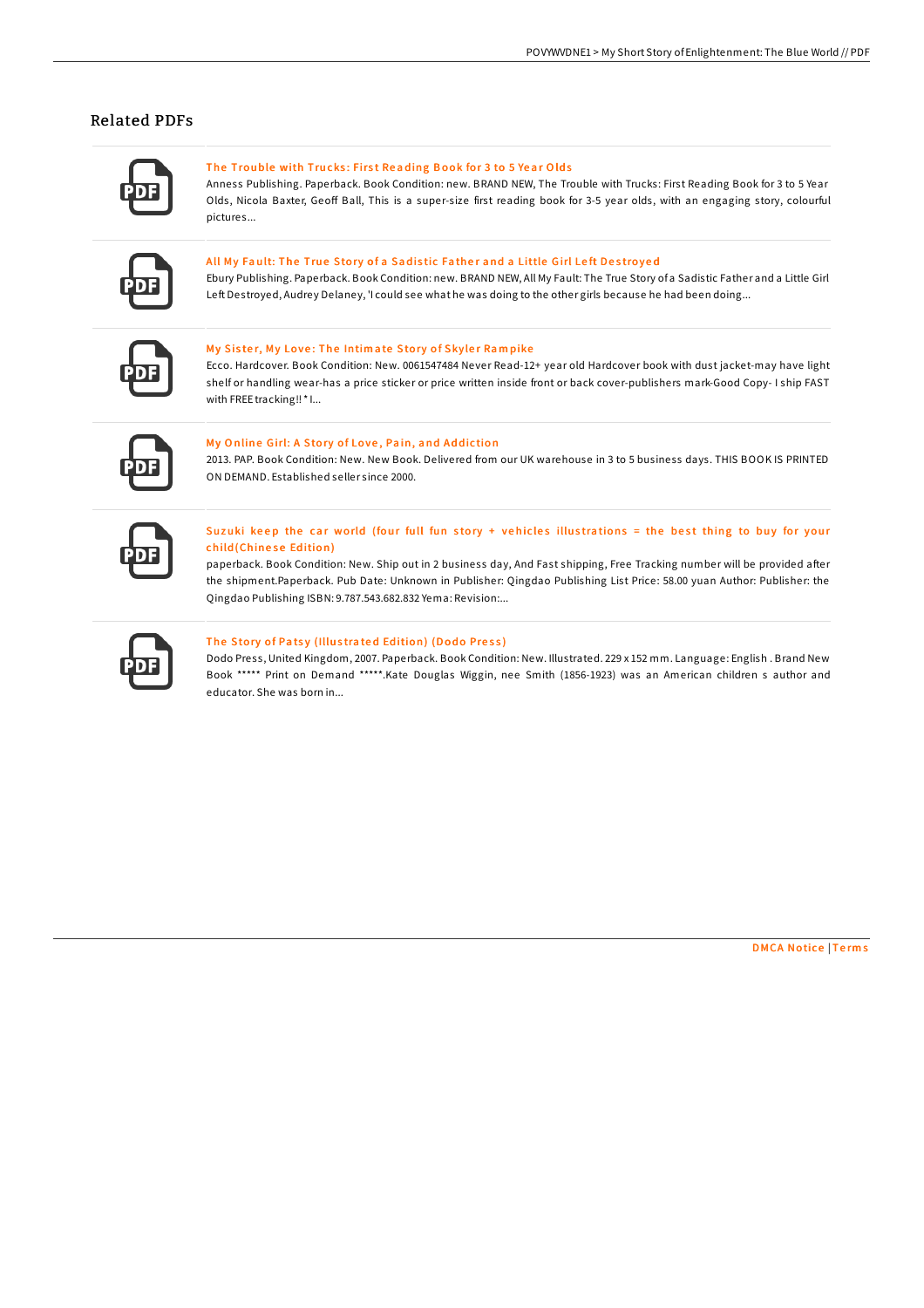## Related PDFs

### The Trouble with Trucks: First Reading Book for 3 to 5 Year Olds

Anness Publishing. Paperback. Book Condition: new. BRAND NEW, The Trouble with Trucks: First Reading Book for 3 to 5 Year Olds, Nicola Baxter, Geoff Ball, This is a super-size first reading book for 3-5 year olds, with an engaging story, colourful pictures...

### All My Fault: The True Story of a Sadistic Father and a Little Girl Left Destroyed

Ebury Publishing. Paperback. Book Condition: new. BRAND NEW, All My Fault: The True Story of a Sadistic Father and a Little Girl Left Destroyed, Audrey Delaney, 'I could see what he was doing to the other girls because he had been doing...

### My Sister, My Love: The Intimate Story of Skyler Rampike

Ecco. Hardcover. Book Condition: New. 0061547484 Never Read-12+ year old Hardcover book with dust jacket-may have light shelf or handling wear-has a price sticker or price written inside front or back cover-publishers mark-Good Copy- I ship FAST with FREE tracking!! * I...

### My Online Girl: A Story of Love, Pain, and Addiction

2013. PAP. Book Condition: New. New Book. Delivered from our UK warehouse in 3 to 5 business days. THIS BOOK IS PRINTED ON DEMAND. Established seller since 2000.

### Suzuki keep the car world (four full fun story + vehicles illustrations = the best thing to buy for your child(Chinese Edition)

paperback. Book Condition: New. Ship out in 2 business day, And Fast shipping, Free Tracking number will be provided after the shipment.Paperback. Pub Date: Unknown in Publisher: Qingdao Publishing List Price: 58.00 yuan Author: Publisher: the Qingdao Publishing ISBN: 9.787.543.682.832 Yema: Revision:...

### The Story of Patsy (Illustrated Edition) (Dodo Press)

Dodo Press, United Kingdom, 2007. Paperback. Book Condition: New. Illustrated. 229 x 152 mm. Language: English . Brand New Book ***** Print on Demand *****.Kate Douglas Wiggin, nee Smith (1856-1923) was an American children s author and educator. She was born in...

DMCA Notice | Terms